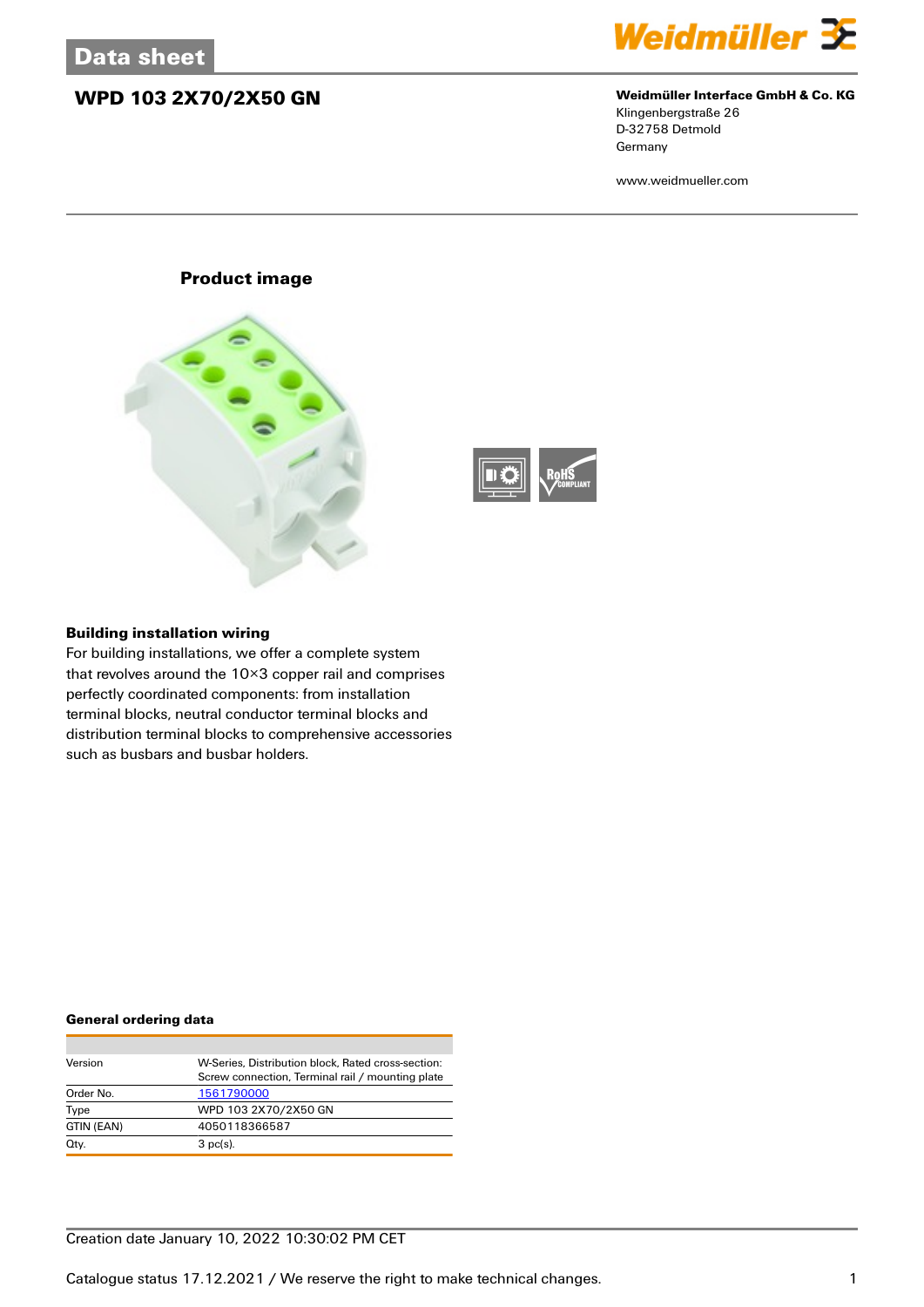Data sheet

# WPD 103 2X70/2X50 GN

**Weidmüller Interface GmbH & Co. KG**
Klingenbergstraße 26
D-32758 Detmold
Germany

www.weidmueller.com

## Product image

### Building installation wiring

For building installations, we offer a complete system that revolves around the 10×3 copper rail and comprises perfectly coordinated components: from installation terminal blocks, neutral conductor terminal blocks and distribution terminal blocks to comprehensive accessories such as busbars and busbar holders.

### General ordering data

| | |
|---|---|
| Version | W-Series, Distribution block, Rated cross-section: Screw connection, Terminal rail / mounting plate |
| Order No. | 1561790000 |
| Type | WPD 103 2X70/2X50 GN |
| GTIN (EAN) | 4050118366587 |
| Qty. | 3 pc(s). |

Creation date January 10, 2022 10:30:02 PM CET

Catalogue status 17.12.2021 / We reserve the right to make technical changes.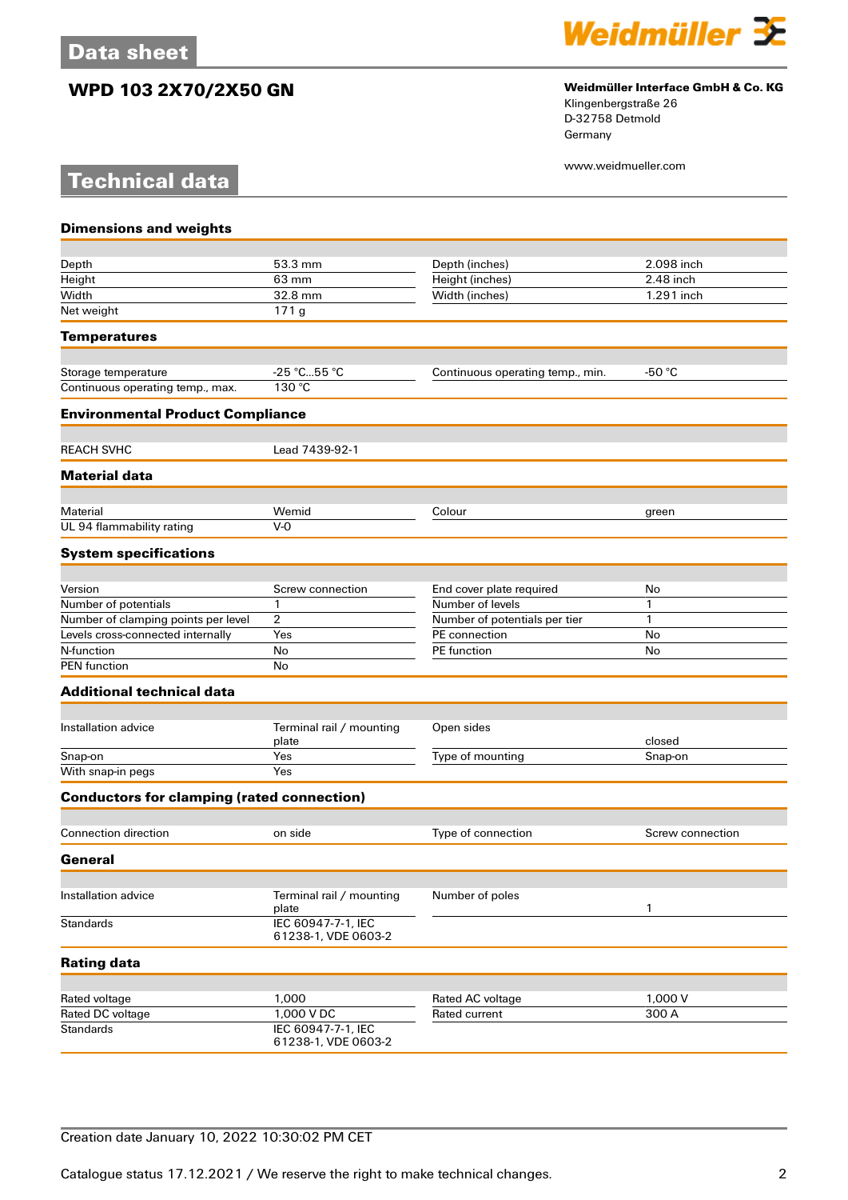# WPD 103 2X70/2X50 GN

**Weidmüller Interface GmbH & Co. KG**
Klingenbergstraße 26
D-32758 Detmold
Germany

www.weidmueller.com

## Technical data

### Dimensions and weights

| | | | |
|---|---|---|---|
| Depth | 53.3 mm | Depth (inches) | 2.098 inch |
| Height | 63 mm | Height (inches) | 2.48 inch |
| Width | 32.8 mm | Width (inches) | 1.291 inch |
| Net weight | 171 g | | |

### Temperatures

| | | | |
|---|---|---|---|
| Storage temperature | -25 °C...55 °C | Continuous operating temp., min. | -50 °C |
| Continuous operating temp., max. | 130 °C | | |

### Environmental Product Compliance

| | |
|---|---|
| REACH SVHC | Lead 7439-92-1 |

### Material data

| | | | |
|---|---|---|---|
| Material | Wemid | Colour | green |
| UL 94 flammability rating | V-0 | | |

### System specifications

| | | | |
|---|---|---|---|
| Version | Screw connection | End cover plate required | No |
| Number of potentials | 1 | Number of levels | 1 |
| Number of clamping points per level | 2 | Number of potentials per tier | 1 |
| Levels cross-connected internally | Yes | PE connection | No |
| N-function | No | PE function | No |
| PEN function | No | | |

### Additional technical data

| | | | |
|---|---|---|---|
| Installation advice | Terminal rail / mounting plate | Open sides | closed |
| Snap-on | Yes | Type of mounting | Snap-on |
| With snap-in pegs | Yes | | |

### Conductors for clamping (rated connection)

| | | | |
|---|---|---|---|
| Connection direction | on side | Type of connection | Screw connection |

### General

| | | | |
|---|---|---|---|
| Installation advice | Terminal rail / mounting plate | Number of poles | 1 |
| Standards | IEC 60947-7-1, IEC 61238-1, VDE 0603-2 | | |

### Rating data

| | | | |
|---|---|---|---|
| Rated voltage | 1,000 | Rated AC voltage | 1,000 V |
| Rated DC voltage | 1,000 V DC | Rated current | 300 A |
| Standards | IEC 60947-7-1, IEC 61238-1, VDE 0603-2 | | |

Creation date January 10, 2022 10:30:02 PM CET

Catalogue status 17.12.2021 / We reserve the right to make technical changes.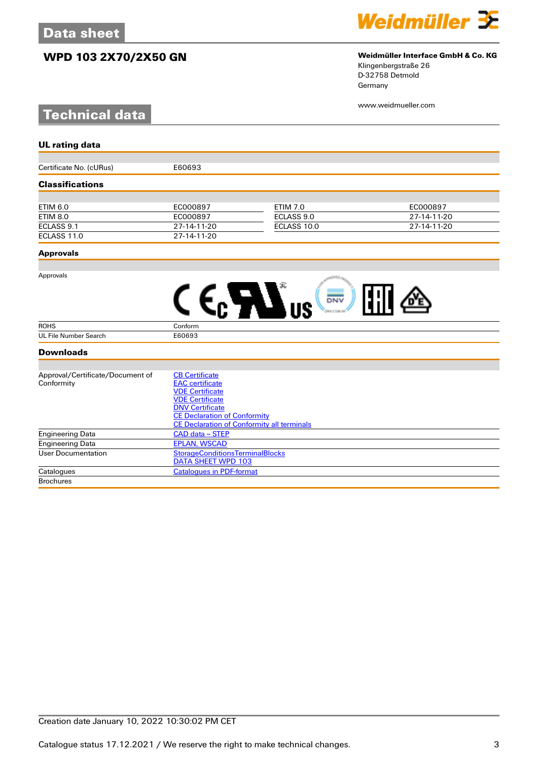# Data sheet

## WPD 103 2X70/2X50 GN

**Weidmüller Interface GmbH & Co. KG**
Klingenbergstraße 26
D-32758 Detmold
Germany

www.weidmueller.com

# Technical data

### UL rating data

| | |
|---|---|
| Certificate No. (cURus) | E60693 |

### Classifications

| | | | |
|---|---|---|---|
| ETIM 6.0 | EC000897 | ETIM 7.0 | EC000897 |
| ETIM 8.0 | EC000897 | ECLASS 9.0 | 27-14-11-20 |
| ECLASS 9.1 | 27-14-11-20 | ECLASS 10.0 | 27-14-11-20 |
| ECLASS 11.0 | 27-14-11-20 | | |

### Approvals

| | |
|---|---|
| Approvals | |
| ROHS | Conform |
| UL File Number Search | E60693 |

### Downloads

| | |
|---|---|
| Approval/Certificate/Document of Conformity | CB Certificate<br>EAC certificate<br>VDE Certificate<br>VDE Certificate<br>DNV Certificate<br>CE Declaration of Conformity<br>CE Declaration of Conformity all terminals |
| Engineering Data | CAD data – STEP |
| Engineering Data | EPLAN, WSCAD |
| User Documentation | StorageConditionsTerminalBlocks<br>DATA SHEET WPD 103 |
| Catalogues | Catalogues in PDF-format |
| Brochures | |

Creation date January 10, 2022 10:30:02 PM CET

Catalogue status 17.12.2021 / We reserve the right to make technical changes.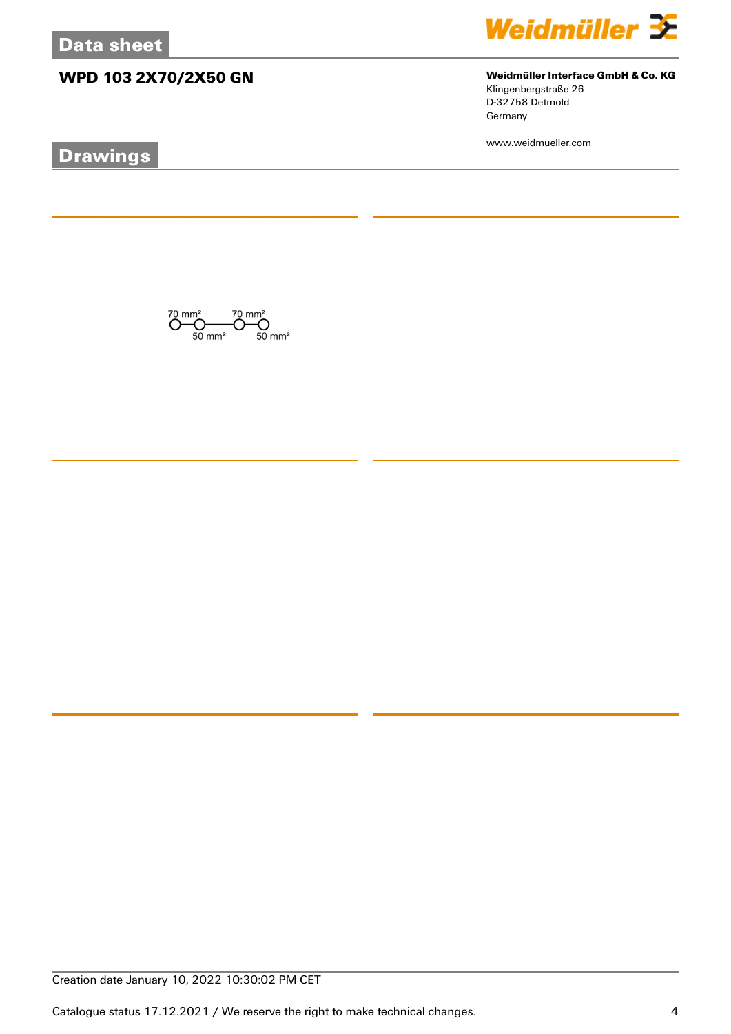# WPD 103 2X70/2X50 GN

## Drawings

70 mm² 70 mm²

50 mm² 50 mm²

Creation date January 10, 2022 10:30:02 PM CET

Catalogue status 17.12.2021 / We reserve the right to make technical changes.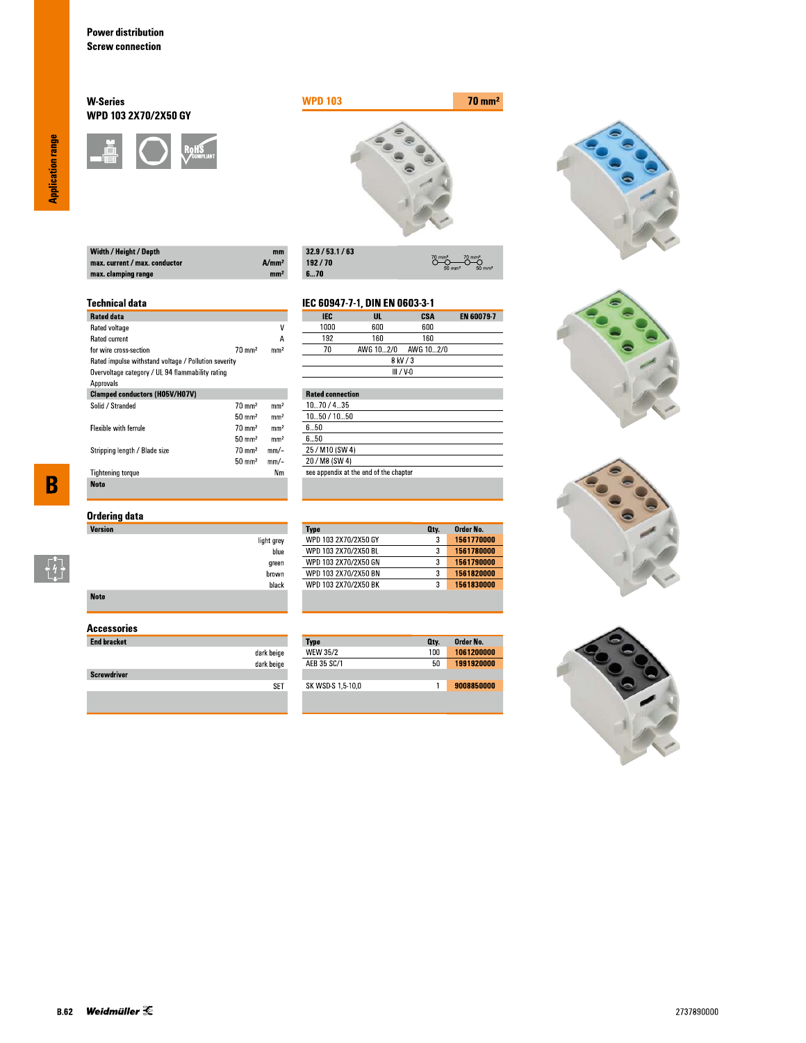Power distribution
Screw connection

## W-Series
### WPD 103 2X70/2X50 GY

| | | WPD 103 | 70 mm² |
|---|---|---|---|
| Width / Height / Depth | mm | 32.9 / 53.1 / 63 | |
| max. current / max. conductor | A/mm² | 192 / 70 | |
| max. clamping range | mm² | 6...70 | |

70 mm² — 70 mm² / 50 mm² — 50 mm²

## Technical data

IEC 60947-7-1, DIN EN 0603-3-1

| Rated data | | | IEC | UL | CSA | EN 60079-7 |
|---|---|---|---|---|---|---|
| Rated voltage | | V | 1000 | 600 | 600 | |
| Rated current | | A | 192 | 160 | 160 | |
| for wire cross-section | 70 mm² | mm² | 70 | AWG 10...2/0 | AWG 10...2/0 | |
| Rated impulse withstand voltage / Pollution severity | | | 8 kV / 3 | | | |
| Overvoltage category / UL 94 flammability rating | | | III / V-0 | | | |
| Approvals | | | | | | |

| Clamped conductors (H05V/H07V) | | | Rated connection |
|---|---|---|---|
| Solid / Stranded | 70 mm² | mm² | 10...70 / 4...35 |
| | 50 mm² | mm² | 10...50 / 10...50 |
| Flexible with ferrule | 70 mm² | mm² | 6...50 |
| | 50 mm² | mm² | 6...50 |
| Stripping length / Blade size | 70 mm² | mm/– | 25 / M10 (SW 4) |
| | 50 mm² | mm/– | 20 / M8 (SW 4) |
| Tightening torque | | Nm | see appendix at the end of the chapter |
| **Note** | | | |

## Ordering data

| Version | Type | Qty. | Order No. |
|---|---|---|---|
| light grey | WPD 103 2X70/2X50 GY | 3 | 1561770000 |
| blue | WPD 103 2X70/2X50 BL | 3 | 1561780000 |
| green | WPD 103 2X70/2X50 GN | 3 | 1561790000 |
| brown | WPD 103 2X70/2X50 BN | 3 | 1561820000 |
| black | WPD 103 2X70/2X50 BK | 3 | 1561830000 |
| **Note** | | | |

## Accessories

| | Type | Qty. | Order No. |
|---|---|---|---|
| **End bracket** | | | |
| dark beige | WEW 35/2 | 100 | 1061200000 |
| dark beige | AEB 35 SC/1 | 50 | 1991920000 |
| **Screwdriver** | | | |
| SET | SK WSD-S 1,5-10,0 | 1 | 9008850000 |

2737890000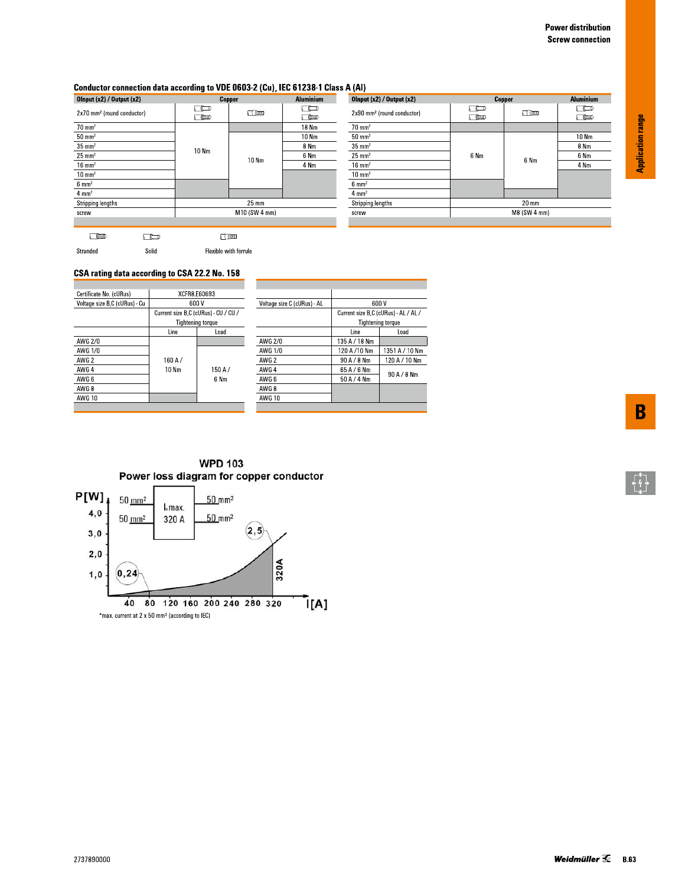## Conductor connection data according to VDE 0603-2 (Cu), IEC 61238-1 Class A (Al)

| OInput (x2) / Output (x2) | Copper | | Aluminium |
|---|---|---|---|
| 2x70 mm² (round conductor) | Solid / Stranded | Flexible with ferrule | Solid / Stranded |
| 70 mm² | 10 Nm | | 18 Nm |
| 50 mm² | 10 Nm | 10 Nm | 10 Nm |
| 35 mm² | 10 Nm | 10 Nm | 8 Nm |
| 25 mm² | 10 Nm | 10 Nm | 6 Nm |
| 16 mm² | 10 Nm | 10 Nm | 4 Nm |
| 10 mm² | 10 Nm | 10 Nm | |
| 6 mm² | | 10 Nm | |
| 4 mm² | | | |
| Stripping lengths | 25 mm | | |
| screw | M10 (SW 4 mm) | | |

| OInput (x2) / Output (x2) | Copper | | Aluminium |
|---|---|---|---|
| 2x90 mm² (round conductor) | Solid / Stranded | Flexible with ferrule | Solid / Stranded |
| 70 mm² | | | |
| 50 mm² | 6 Nm | 6 Nm | 10 Nm |
| 35 mm² | 6 Nm | 6 Nm | 8 Nm |
| 25 mm² | 6 Nm | 6 Nm | 6 Nm |
| 16 mm² | 6 Nm | 6 Nm | 4 Nm |
| 10 mm² | 6 Nm | 6 Nm | |
| 6 mm² | | 6 Nm | |
| 4 mm² | | | |
| Stripping lengths | 20 mm | | |
| screw | M8 (SW 4 mm) | | |

Stranded Solid Flexible with ferrule

## CSA rating data according to CSA 22.2 No. 158

| | | |
|---|---|---|
| Certificate No. (cURus) | XCFR8.E60693 | |
| Voltage size B,C (cURus) - Cu | 600 V | |
| | Current size B,C (cURus) - CU / CU / Tightening torque | |
| | Line | Load |
| AWG 2/0 | 160 A / 10 Nm | |
| AWG 1/0 | 160 A / 10 Nm | 150 A / 6 Nm |
| AWG 2 | 160 A / 10 Nm | 150 A / 6 Nm |
| AWG 4 | 160 A / 10 Nm | 150 A / 6 Nm |
| AWG 6 | 160 A / 10 Nm | 150 A / 6 Nm |
| AWG 8 | 160 A / 10 Nm | 150 A / 6 Nm |
| AWG 10 | | 150 A / 6 Nm |

| | | |
|---|---|---|
| Voltage size C (cURus) - AL | 600 V | |
| | Current size B,C (cURus) - AL / AL / Tightening torque | |
| | Line | Load |
| AWG 2/0 | 135 A / 18 Nm | |
| AWG 1/0 | 120 A /10 Nm | 1351 A / 10 Nm |
| AWG 2 | 90 A / 8 Nm | 120 A / 10 Nm |
| AWG 4 | 65 A / 6 Nm | 90 A / 8 Nm |
| AWG 6 | 50 A / 4 Nm | 90 A / 8 Nm |
| AWG 8 | | |
| AWG 10 | | |

WPD 103
Power loss diagram for copper conductor

P[W]
4,0
3,0
2,0
1,0
50 mm²
50 mm²
Iₙmax.
320 A
50 mm²
50 mm²
2,5
0,24
320A
40 80 120 160 200 240 280 320
I[A]

*max. current at 2 x 50 mm² (according to IEC)

2737890000